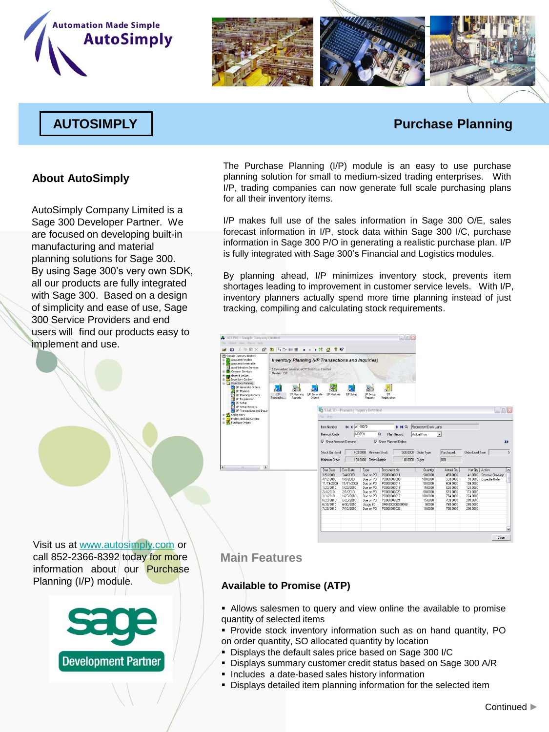Automation Made Simple
AutoSimply

AUTOSIMPLY

# Purchase Planning

## About AutoSimply

AutoSimply Company Limited is a Sage 300 Developer Partner. We are focused on developing built-in manufacturing and material planning solutions for Sage 300. By using Sage 300's very own SDK, all our products are fully integrated with Sage 300. Based on a design of simplicity and ease of use, Sage 300 Service Providers and end users will find our products easy to implement and use.

The Purchase Planning (I/P) module is an easy to use purchase planning solution for small to medium-sized trading enterprises. With I/P, trading companies can now generate full scale purchasing plans for all their inventory items.

I/P makes full use of the sales information in Sage 300 O/E, sales forecast information in I/P, stock data within Sage 300 I/C, purchase information in Sage 300 P/O in generating a realistic purchase plan. I/P is fully integrated with Sage 300's Financial and Logistics modules.

By planning ahead, I/P minimizes inventory stock, prevents item shortages leading to improvement in customer service levels. With I/P, inventory planners actually spend more time planning instead of just tracking, compiling and calculating stock requirements.

Visit us at www.autosimply.com or call 852-2366-8392 today for more information about our Purchase Planning (I/P) module.

sage
Development Partner

## Main Features

### Available to Promise (ATP)

- Allows salesmen to query and view online the available to promise quantity of selected items
- Provide stock inventory information such as on hand quantity, PO on order quantity, SO allocated quantity by location
- Displays the default sales price based on Sage 300 I/C
- Displays summary customer credit status based on Sage 300 A/R
- Includes a date-based sales history information
- Displays detailed item planning information for the selected item

Continued ►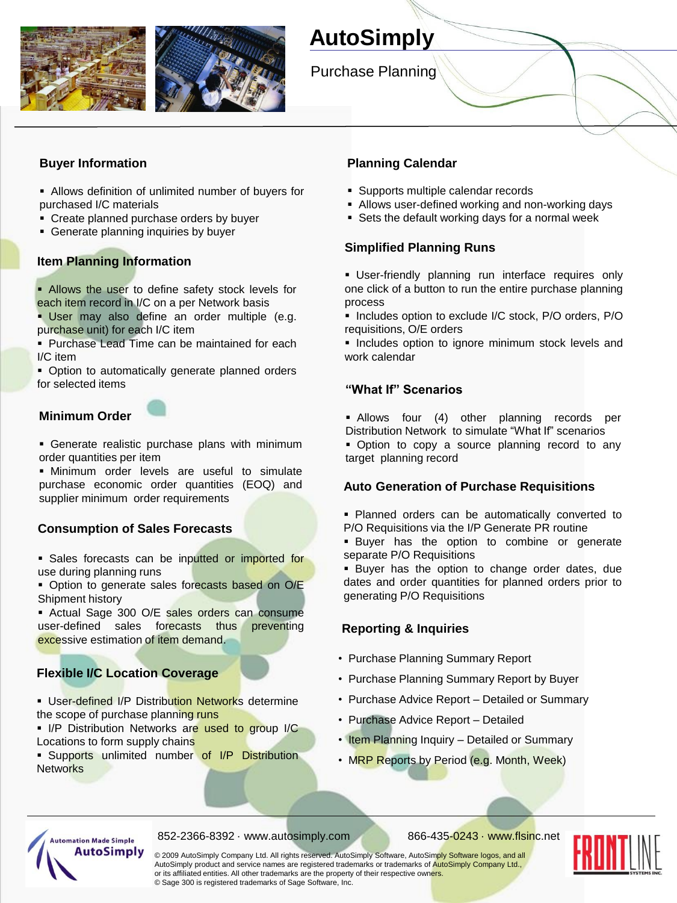# AutoSimply

Purchase Planning

## Buyer Information

- Allows definition of unlimited number of buyers for purchased I/C materials
- Create planned purchase orders by buyer
- Generate planning inquiries by buyer

## Item Planning Information

- Allows the user to define safety stock levels for each item record in I/C on a per Network basis
- User may also define an order multiple (e.g. purchase unit) for each I/C item
- Purchase Lead Time can be maintained for each I/C item
- Option to automatically generate planned orders for selected items

## Minimum Order

- Generate realistic purchase plans with minimum order quantities per item
- Minimum order levels are useful to simulate purchase economic order quantities (EOQ) and supplier minimum order requirements

## Consumption of Sales Forecasts

- Sales forecasts can be inputted or imported for use during planning runs
- Option to generate sales forecasts based on O/E Shipment history
- Actual Sage 300 O/E sales orders can consume user-defined sales forecasts thus preventing excessive estimation of item demand.

## Flexible I/C Location Coverage

- User-defined I/P Distribution Networks determine the scope of purchase planning runs
- I/P Distribution Networks are used to group I/C Locations to form supply chains
- Supports unlimited number of I/P Distribution Networks

## Planning Calendar

- Supports multiple calendar records
- Allows user-defined working and non-working days
- Sets the default working days for a normal week

## Simplified Planning Runs

- User-friendly planning run interface requires only one click of a button to run the entire purchase planning process
- Includes option to exclude I/C stock, P/O orders, P/O requisitions, O/E orders
- Includes option to ignore minimum stock levels and work calendar

## "What If" Scenarios

- Allows four (4) other planning records per Distribution Network to simulate "What If" scenarios
- Option to copy a source planning record to any target planning record

## Auto Generation of Purchase Requisitions

- Planned orders can be automatically converted to P/O Requisitions via the I/P Generate PR routine
- Buyer has the option to combine or generate separate P/O Requisitions
- Buyer has the option to change order dates, due dates and order quantities for planned orders prior to generating P/O Requisitions

## Reporting & Inquiries

- Purchase Planning Summary Report
- Purchase Planning Summary Report by Buyer
- Purchase Advice Report – Detailed or Summary
- Purchase Advice Report – Detailed
- Item Planning Inquiry – Detailed or Summary
- MRP Reports by Period (e.g. Month, Week)

Automation Made Simple AutoSimply

852-2366-8392 · www.autosimply.com

866-435-0243 · www.flsinc.net

© 2009 AutoSimply Company Ltd. All rights reserved. AutoSimply Software, AutoSimply Software logos, and all AutoSimply product and service names are registered trademarks or trademarks of AutoSimply Company Ltd., or its affiliated entities. All other trademarks are the property of their respective owners.
© Sage 300 is registered trademarks of Sage Software, Inc.

FRONTLINE SYSTEMS INC.